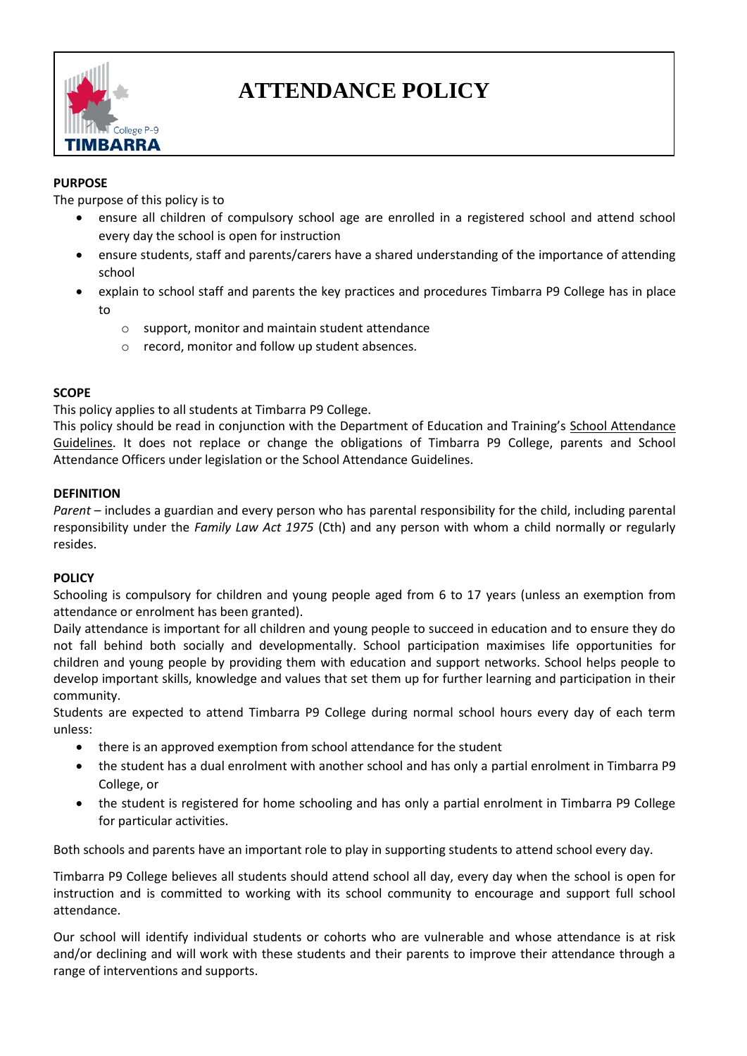# ATTENDANCE POLICY

## PURPOSE

The purpose of this policy is to

- ensure all children of compulsory school age are enrolled in a registered school and attend school every day the school is open for instruction
- ensure students, staff and parents/carers have a shared understanding of the importance of attending school
- explain to school staff and parents the key practices and procedures Timbarra P9 College has in place to
  - support, monitor and maintain student attendance
  - record, monitor and follow up student absences.

## SCOPE

This policy applies to all students at Timbarra P9 College.

This policy should be read in conjunction with the Department of Education and Training's School Attendance Guidelines. It does not replace or change the obligations of Timbarra P9 College, parents and School Attendance Officers under legislation or the School Attendance Guidelines.

## DEFINITION

*Parent* – includes a guardian and every person who has parental responsibility for the child, including parental responsibility under the *Family Law Act 1975* (Cth) and any person with whom a child normally or regularly resides.

## POLICY

Schooling is compulsory for children and young people aged from 6 to 17 years (unless an exemption from attendance or enrolment has been granted).

Daily attendance is important for all children and young people to succeed in education and to ensure they do not fall behind both socially and developmentally. School participation maximises life opportunities for children and young people by providing them with education and support networks. School helps people to develop important skills, knowledge and values that set them up for further learning and participation in their community.

Students are expected to attend Timbarra P9 College during normal school hours every day of each term unless:

- there is an approved exemption from school attendance for the student
- the student has a dual enrolment with another school and has only a partial enrolment in Timbarra P9 College, or
- the student is registered for home schooling and has only a partial enrolment in Timbarra P9 College for particular activities.

Both schools and parents have an important role to play in supporting students to attend school every day.

Timbarra P9 College believes all students should attend school all day, every day when the school is open for instruction and is committed to working with its school community to encourage and support full school attendance.

Our school will identify individual students or cohorts who are vulnerable and whose attendance is at risk and/or declining and will work with these students and their parents to improve their attendance through a range of interventions and supports.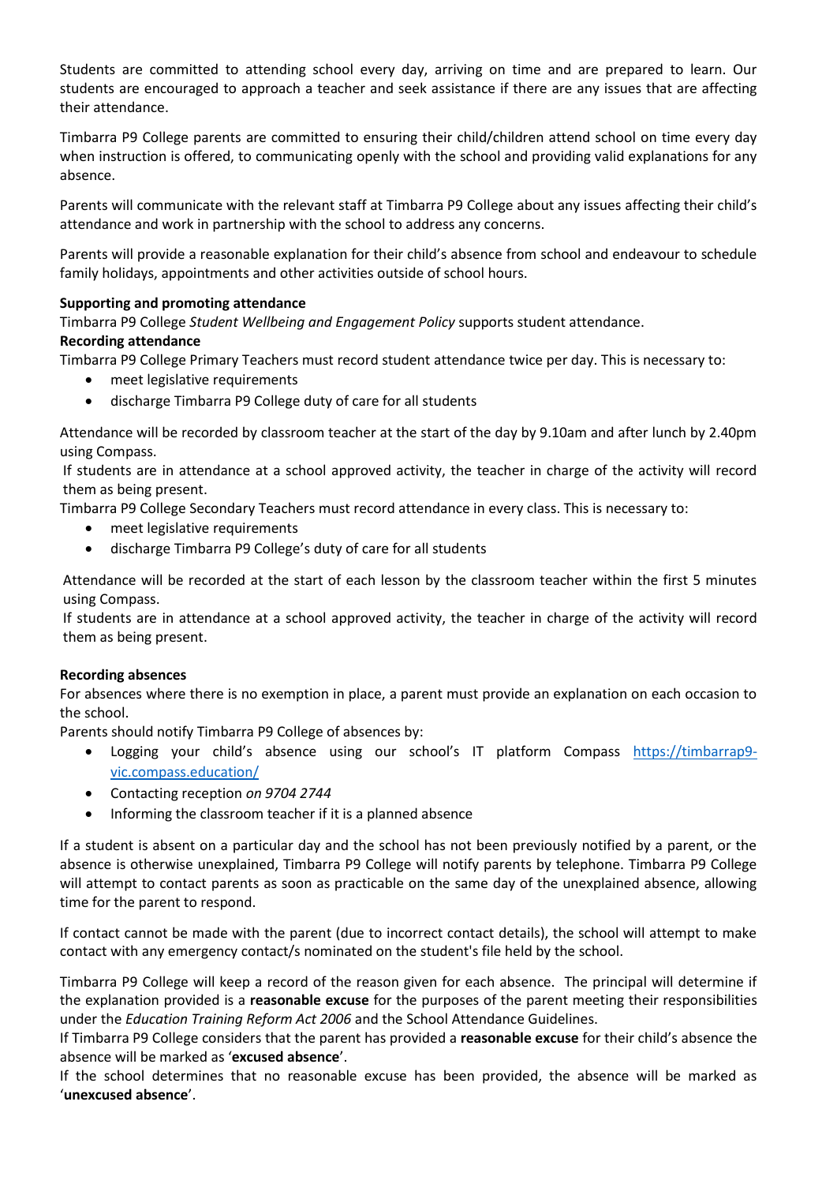Students are committed to attending school every day, arriving on time and are prepared to learn. Our students are encouraged to approach a teacher and seek assistance if there are any issues that are affecting their attendance.

Timbarra P9 College parents are committed to ensuring their child/children attend school on time every day when instruction is offered, to communicating openly with the school and providing valid explanations for any absence.

Parents will communicate with the relevant staff at Timbarra P9 College about any issues affecting their child's attendance and work in partnership with the school to address any concerns.

Parents will provide a reasonable explanation for their child's absence from school and endeavour to schedule family holidays, appointments and other activities outside of school hours.

**Supporting and promoting attendance**

Timbarra P9 College *Student Wellbeing and Engagement Policy* supports student attendance.

**Recording attendance**

Timbarra P9 College Primary Teachers must record student attendance twice per day. This is necessary to:

- meet legislative requirements
- discharge Timbarra P9 College duty of care for all students

Attendance will be recorded by classroom teacher at the start of the day by 9.10am and after lunch by 2.40pm using Compass.

If students are in attendance at a school approved activity, the teacher in charge of the activity will record them as being present.

Timbarra P9 College Secondary Teachers must record attendance in every class. This is necessary to:

- meet legislative requirements
- discharge Timbarra P9 College's duty of care for all students

Attendance will be recorded at the start of each lesson by the classroom teacher within the first 5 minutes using Compass.

If students are in attendance at a school approved activity, the teacher in charge of the activity will record them as being present.

**Recording absences**

For absences where there is no exemption in place, a parent must provide an explanation on each occasion to the school.

Parents should notify Timbarra P9 College of absences by:

- Logging your child's absence using our school's IT platform Compass https://timbarrap9-vic.compass.education/
- Contacting reception *on 9704 2744*
- Informing the classroom teacher if it is a planned absence

If a student is absent on a particular day and the school has not been previously notified by a parent, or the absence is otherwise unexplained, Timbarra P9 College will notify parents by telephone. Timbarra P9 College will attempt to contact parents as soon as practicable on the same day of the unexplained absence, allowing time for the parent to respond.

If contact cannot be made with the parent (due to incorrect contact details), the school will attempt to make contact with any emergency contact/s nominated on the student's file held by the school.

Timbarra P9 College will keep a record of the reason given for each absence. The principal will determine if the explanation provided is a **reasonable excuse** for the purposes of the parent meeting their responsibilities under the *Education Training Reform Act 2006* and the School Attendance Guidelines.

If Timbarra P9 College considers that the parent has provided a **reasonable excuse** for their child's absence the absence will be marked as '**excused absence**'.

If the school determines that no reasonable excuse has been provided, the absence will be marked as '**unexcused absence**'.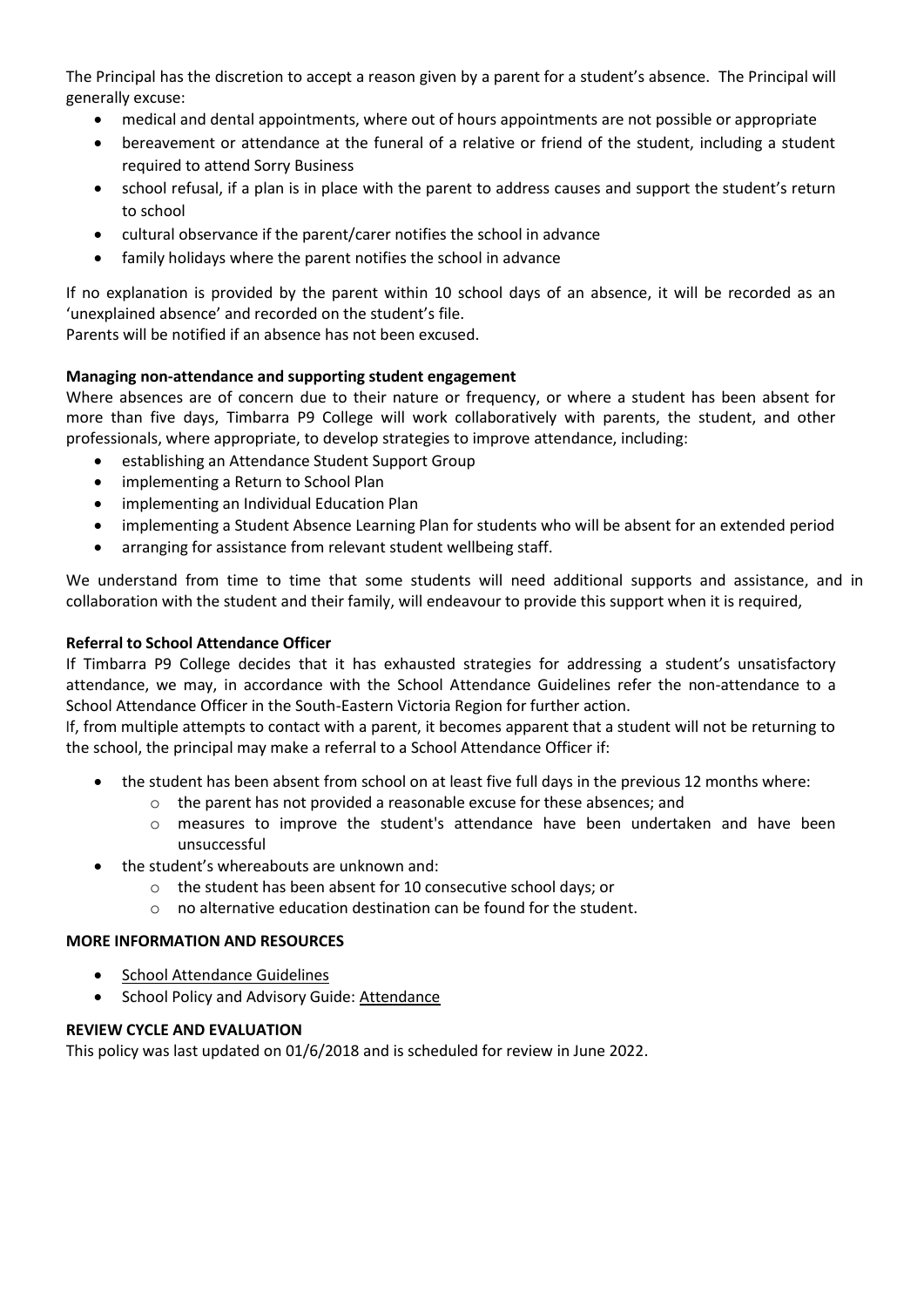The Principal has the discretion to accept a reason given by a parent for a student's absence. The Principal will generally excuse:

- medical and dental appointments, where out of hours appointments are not possible or appropriate
- bereavement or attendance at the funeral of a relative or friend of the student, including a student required to attend Sorry Business
- school refusal, if a plan is in place with the parent to address causes and support the student's return to school
- cultural observance if the parent/carer notifies the school in advance
- family holidays where the parent notifies the school in advance

If no explanation is provided by the parent within 10 school days of an absence, it will be recorded as an 'unexplained absence' and recorded on the student's file.
Parents will be notified if an absence has not been excused.

**Managing non-attendance and supporting student engagement**

Where absences are of concern due to their nature or frequency, or where a student has been absent for more than five days, Timbarra P9 College will work collaboratively with parents, the student, and other professionals, where appropriate, to develop strategies to improve attendance, including:

- establishing an Attendance Student Support Group
- implementing a Return to School Plan
- implementing an Individual Education Plan
- implementing a Student Absence Learning Plan for students who will be absent for an extended period
- arranging for assistance from relevant student wellbeing staff.

We understand from time to time that some students will need additional supports and assistance, and in collaboration with the student and their family, will endeavour to provide this support when it is required,

**Referral to School Attendance Officer**

If Timbarra P9 College decides that it has exhausted strategies for addressing a student's unsatisfactory attendance, we may, in accordance with the School Attendance Guidelines refer the non-attendance to a School Attendance Officer in the South-Eastern Victoria Region for further action.
If, from multiple attempts to contact with a parent, it becomes apparent that a student will not be returning to the school, the principal may make a referral to a School Attendance Officer if:

- the student has been absent from school on at least five full days in the previous 12 months where:
  - the parent has not provided a reasonable excuse for these absences; and
  - measures to improve the student's attendance have been undertaken and have been unsuccessful
- the student's whereabouts are unknown and:
  - the student has been absent for 10 consecutive school days; or
  - no alternative education destination can be found for the student.

**MORE INFORMATION AND RESOURCES**

- School Attendance Guidelines
- School Policy and Advisory Guide: Attendance

**REVIEW CYCLE AND EVALUATION**

This policy was last updated on 01/6/2018 and is scheduled for review in June 2022.